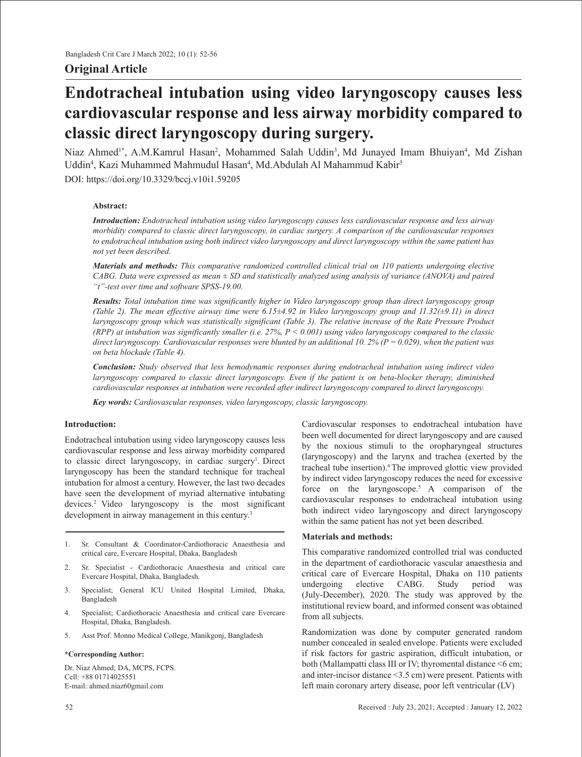## Original Article

# Endotracheal intubation using video laryngoscopy causes less cardiovascular response and less airway morbidity compared to classic direct laryngoscopy during surgery.

Niaz Ahmed[1*], A.M.Kamrul Hasan[2], Mohammed Salah Uddin[3], Md Junayed Imam Bhuiyan[4], Md Zishan Uddin[4], Kazi Muhammed Mahmudul Hasan[4], Md.Abdulah Al Mahammud Kabir[5]

DOI: https://doi.org/10.3329/bccj.v10i1.59205

**Abstract:**

***Introduction:*** *Endotracheal intubation using video laryngoscopy causes less cardiovascular response and less airway morbidity compared to classic direct laryngoscopy, in cardiac surgery. A comparison of the cardiovascular responses to endotracheal intubation using both indirect video laryngoscopy and direct laryngoscopy within the same patient has not yet been described.*

***Materials and methods:*** *This comparative randomized controlled clinical trial on 110 patients undergoing elective CABG. Data were expressed as mean ± SD and statistically analyzed using analysis of variance (ANOVA) and paired "t"-test over time and software SPSS-19.00.*

***Results:*** *Total intubation time was significantly higher in Video laryngoscopy group than direct laryngoscopy group (Table 2). The mean effective airway time were 6.15±4.92 in Video laryngoscopy group and 11.32(±9.11) in direct laryngoscopy group which was statistically significant (Table 3). The relative increase of the Rate Pressure Product (RPP) at intubation was significantly smaller (i.e. 27%, P < 0.001) using video laryngoscopy compared to the classic direct laryngoscopy. Cardiovascular responses were blunted by an additional 10. 2% (P = 0.029), when the patient was on beta blockade (Table 4).*

***Conclusion:*** *Study observed that less hemodynamic responses during endotracheal intubation using indirect video laryngoscopy compared to classic direct laryngoscopy. Even if the patient is on beta-blocker therapy, diminished cardiovascular responses at intubation were recorded after indirect laryngoscopy compared to direct laryngoscopy.*

***Key words:*** *Cardiovascular responses, video laryngoscopy, classic laryngoscopy.*

## Introduction:

Endotracheal intubation using video laryngoscopy causes less cardiovascular response and less airway morbidity compared to classic direct laryngoscopy, in cardiac surgery[1]. Direct laryngoscopy has been the standard technique for tracheal intubation for almost a century. However, the last two decades have seen the development of myriad alternative intubating devices.[2] Video laryngoscopy is the most significant development in airway management in this century.[3]

Cardiovascular responses to endotracheal intubation have been well documented for direct laryngoscopy and are caused by the noxious stimuli to the oropharyngeal structures (laryngoscopy) and the larynx and trachea (exerted by the tracheal tube insertion).[4] The improved glottic view provided by indirect video laryngoscopy reduces the need for excessive force on the laryngoscope.[5] A comparison of the cardiovascular responses to endotracheal intubation using both indirect video laryngoscopy and direct laryngoscopy within the same patient has not yet been described.

## Materials and methods:

This comparative randomized controlled trial was conducted in the department of cardiothoracic vascular anaesthesia and critical care of Evercare Hospital, Dhaka on 110 patients undergoing elective CABG. Study period was (July-December), 2020. The study was approved by the institutional review board, and informed consent was obtained from all subjects.

Randomization was done by computer generated random number concealed in sealed envelope. Patients were excluded if risk factors for gastric aspiration, difficult intubation, or both (Mallampatti class III or IV; thyromental distance <6 cm; and inter-incisor distance <3.5 cm) were present. Patients with left main coronary artery disease, poor left ventricular (LV)

---

1. Sr. Consultant & Coordinator-Cardiothoracic Anaesthesia and critical care, Evercare Hospital, Dhaka, Bangladesh
2. Sr. Specialist - Cardiothoracic Anaesthesia and critical care Evercare Hospital, Dhaka, Bangladesh.
3. Specialist; General ICU United Hospital Limited, Dhaka, Bangladesh
4. Specialist; Cardiothoracic Anaesthesia and critical care Evercare Hospital, Dhaka, Bangladesh.
5. Asst Prof. Monno Medical College, Manikgonj, Bangladesh

**\*Corresponding Author:**

Dr. Niaz Ahmed; DA, MCPS, FCPS.
Cell: +88 01714025551
E-mail: ahmed.niaz60gmail.com

Received : July 23, 2021; Accepted : January 12, 2022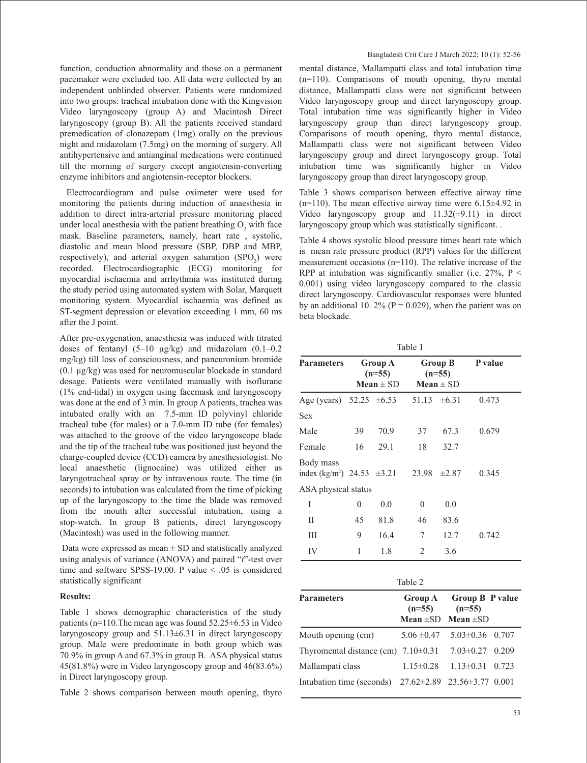function, conduction abnormality and those on a permanent pacemaker were excluded too. All data were collected by an independent unblinded observer. Patients were randomized into two groups: tracheal intubation done with the Kingvision Video laryngoscopy (group A) and Macintosh Direct laryngoscopy (group B). All the patients received standard premedication of clonazepam (1mg) orally on the previous night and midazolam (7.5mg) on the morning of surgery. All antihypertensive and antianginal medications were continued till the morning of surgery except angiotensin-converting enzyme inhibitors and angiotensin-receptor blockers.

Electrocardiogram and pulse oximeter were used for monitoring the patients during induction of anaesthesia in addition to direct intra-arterial pressure monitoring placed under local anesthesia with the patient breathing $O_2$ with face mask. Baseline parameters, namely, heart rate , systolic, diastolic and mean blood pressure (SBP, DBP and MBP, respectively), and arterial oxygen saturation ($SPO_2$) were recorded. Electrocardiographic (ECG) monitoring for myocardial ischaemia and arrhythmia was instituted during the study period using automated system with Solar, Marquett monitoring system. Myocardial ischaemia was defined as ST-segment depression or elevation exceeding 1 mm, 60 ms after the J point.

After pre-oxygenation, anaesthesia was induced with titrated doses of fentanyl (5–10 µg/kg) and midazolam (0.1–0.2 mg/kg) till loss of consciousness, and pancuronium bromide (0.1 µg/kg) was used for neuromuscular blockade in standard dosage. Patients were ventilated manually with isoflurane (1% end-tidal) in oxygen using facemask and laryngoscopy was done at the end of 3 min. In group A patients, trachea was intubated orally with an 7.5-mm ID polyvinyl chloride tracheal tube (for males) or a 7.0-mm ID tube (for females) was attached to the groove of the video laryngoscope blade and the tip of the tracheal tube was positioned just beyond the charge-coupled device (CCD) camera by anesthesiologist. No local anaesthetic (lignocaine) was utilized either as laryngotracheal spray or by intravenous route. The time (in seconds) to intubation was calculated from the time of picking up of the laryngoscopy to the time the blade was removed from the mouth after successful intubation, using a stop-watch. In group B patients, direct laryngoscopy (Macintosh) was used in the following manner.

Data were expressed as mean ± SD and statistically analyzed using analysis of variance (ANOVA) and paired "*t*"-test over time and software SPSS-19.00. P value < .05 is considered statistically significant

**Results:**

Table 1 shows demographic characteristics of the study patients (n=110.The mean age was found 52.25±6.53 in Video laryngoscopy group and 51.13±6.31 in direct laryngoscopy group. Male were predominate in both group which was 70.9% in group A and 67.3% in group B. ASA physical status 45(81.8%) were in Video laryngoscopy group and 46(83.6%) in Direct laryngoscopy group.

Table 2 shows comparison between mouth opening, thyro mental distance, Mallampatti class and total intubation time (n=110). Comparisons of mouth opening, thyro mental distance, Mallampatti class were not significant between Video laryngoscopy group and direct laryngoscopy group. Total intubation time was significantly higher in Video laryngoscopy group than direct laryngoscopy group. Comparisons of mouth opening, thyro mental distance, Mallampatti class were not significant between Video laryngoscopy group and direct laryngoscopy group. Total intubation time was significantly higher in Video laryngoscopy group than direct laryngoscopy group.

Table 3 shows comparison between effective airway time (n=110). The mean effective airway time were 6.15±4.92 in Video laryngoscopy group and 11.32(±9.11) in direct laryngoscopy group which was statistically significant. .

Table 4 shows systolic blood pressure times heart rate which is mean rate pressure product (RPP) values for the different measurement occasions (n=110). The relative increase of the RPP at intubation was significantly smaller (i.e. 27%, P < 0.001) using video laryngoscopy compared to the classic direct laryngoscopy. Cardiovascular responses were blunted by an additional 10. 2% (P = 0.029), when the patient was on beta blockade.

Table 1

| Parameters | Group A (n=55) Mean ± SD | | Group B (n=55) Mean ± SD | | P value |
|---|---|---|---|---|---|
| Age (years) | 52.25 | ±6.53 | 51.13 | ±6.31 | 0.473 |
| Sex | | | | | |
| Male | 39 | 70.9 | 37 | 67.3 | 0.679 |
| Female | 16 | 29.1 | 18 | 32.7 | |
| Body mass index (kg/m$^2$) | 24.53 | ±3.21 | 23.98 | ±2.87 | 0.345 |
| ASA physical status | | | | | |
| I | 0 | 0.0 | 0 | 0.0 | |
| II | 45 | 81.8 | 46 | 83.6 | |
| III | 9 | 16.4 | 7 | 12.7 | 0.742 |
| IV | 1 | 1.8 | 2 | 3.6 | |

Table 2

| Parameters | Group A (n=55) Mean ±SD | Group B (n=55) Mean ±SD | P value |
|---|---|---|---|
| Mouth opening (cm) | 5.06 ±0.47 | 5.03±0.36 | 0.707 |
| Thyromental distance (cm) | 7.10±0.31 | 7.03±0.27 | 0.209 |
| Mallampati class | 1.15±0.28 | 1.13±0.31 | 0.723 |
| Intubation time (seconds) | 27.62±2.89 | 23.56±3.77 | 0.001 |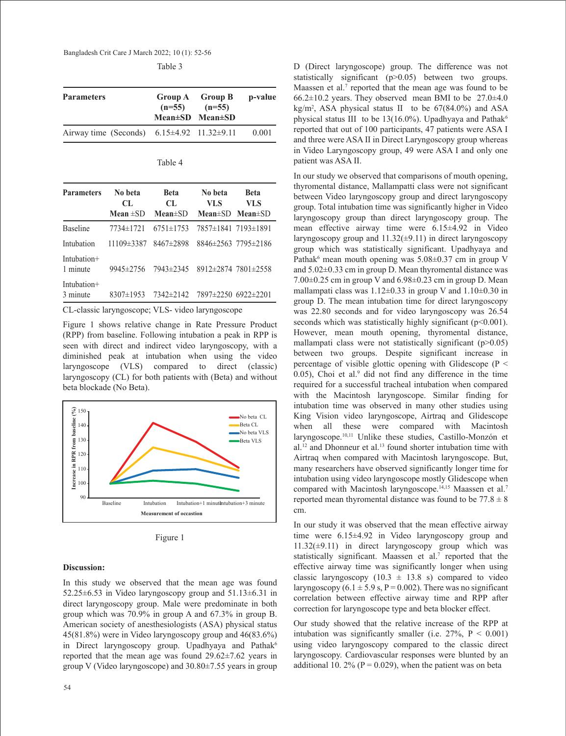Table 3

| Parameters | Group A (n=55) Mean±SD | Group B (n=55) Mean±SD | p-value |
|---|---|---|---|
| Airway time (Seconds) | 6.15±4.92 | 11.32±9.11 | 0.001 |

Table 4

| Parameters | No beta CL Mean ±SD | Beta CL Mean±SD | No beta VLS Mean±SD | Beta VLS Mean±SD |
|---|---|---|---|---|
| Baseline | 7734±1721 | 6751±1753 | 7857±1841 | 7193±1891 |
| Intubation | 11109±3387 | 8467±2898 | 8846±2563 | 7795±2186 |
| Intubation+ 1 minute | 9945±2756 | 7943±2345 | 8912±2874 | 7801±2558 |
| Intubation+ 3 minute | 8307±1953 | 7342±2142 | 7897±2250 | 6922±2201 |

CL-classic laryngoscope; VLS- video laryngoscope

Figure 1 shows relative change in Rate Pressure Product (RPP) from baseline. Following intubation a peak in RPP is seen with direct and indirect video laryngoscopy, with a diminished peak at intubation when using the video laryngoscope (VLS) compared to direct (classic) laryngoscopy (CL) for both patients with (Beta) and without beta blockade (No Beta).

Figure 1

## Discussion:

In this study we observed that the mean age was found 52.25±6.53 in Video laryngoscopy group and 51.13±6.31 in direct laryngoscopy group. Male were predominate in both group which was 70.9% in group A and 67.3% in group B. American society of anesthesiologists (ASA) physical status 45(81.8%) were in Video laryngoscopy group and 46(83.6%) in Direct laryngoscopy group. Upadhyaya and Pathak[6] reported that the mean age was found 29.62±7.62 years in group V (Video laryngoscope) and 30.80±7.55 years in group D (Direct laryngoscope) group. The difference was not statistically significant (p>0.05) between two groups. Maassen et al.[7] reported that the mean age was found to be 66.2±10.2 years. They observed mean BMI to be 27.0±4.0 kg/m², ASA physical status II to be 67(84.0%) and ASA physical status III to be 13(16.0%). Upadhyaya and Pathak[6] reported that out of 100 participants, 47 patients were ASA I and three were ASA II in Direct Laryngoscopy group whereas in Video Laryngoscopy group, 49 were ASA I and only one patient was ASA II.

In our study we observed that comparisons of mouth opening, thyromental distance, Mallampatti class were not significant between Video laryngoscopy group and direct laryngoscopy group. Total intubation time was significantly higher in Video laryngoscopy group than direct laryngoscopy group. The mean effective airway time were 6.15±4.92 in Video laryngoscopy group and 11.32(±9.11) in direct laryngoscopy group which was statistically significant. Upadhyaya and Pathak[6] mean mouth opening was 5.08±0.37 cm in group V and 5.02±0.33 cm in group D. Mean thyromental distance was 7.00±0.25 cm in group V and 6.98±0.23 cm in group D. Mean mallampati class was 1.12±0.33 in group V and 1.10±0.30 in group D. The mean intubation time for direct laryngoscopy was 22.80 seconds and for video laryngoscopy was 26.54 seconds which was statistically highly significant (p<0.001). However, mean mouth opening, thyromental distance, mallampati class were not statistically significant (p>0.05) between two groups. Despite significant increase in percentage of visible glottic opening with Glidescope (P < 0.05), Choi et al.[9] did not find any difference in the time required for a successful tracheal intubation when compared with the Macintosh laryngoscope. Similar finding for intubation time was observed in many other studies using King Vision video laryngoscope, Airtraq and Glidescope when all these were compared with Macintosh laryngoscope.[10,11] Unlike these studies, Castillo-Monzón et al.[12] and Dhonneur et al.[13] found shorter intubation time with Airtraq when compared with Macintosh laryngoscope. But, many researchers have observed significantly longer time for intubation using video laryngoscope mostly Glidescope when compared with Macintosh laryngoscope.[14,15] Maassen et al.[7] reported mean thyromental distance was found to be 77.8 ± 8 cm.

In our study it was observed that the mean effective airway time were 6.15±4.92 in Video laryngoscopy group and 11.32(±9.11) in direct laryngoscopy group which was statistically significant. Maassen et al.[7] reported that the effective airway time was significantly longer when using classic laryngoscopy (10.3 ± 13.8 s) compared to video laryngoscopy (6.1 ± 5.9 s, P = 0.002). There was no significant correlation between effective airway time and RPP after correction for laryngoscope type and beta blocker effect.

Our study showed that the relative increase of the RPP at intubation was significantly smaller (i.e. 27%, $P < 0.001$) using video laryngoscopy compared to the classic direct laryngoscopy. Cardiovascular responses were blunted by an additional 10. 2% ($P = 0.029$), when the patient was on beta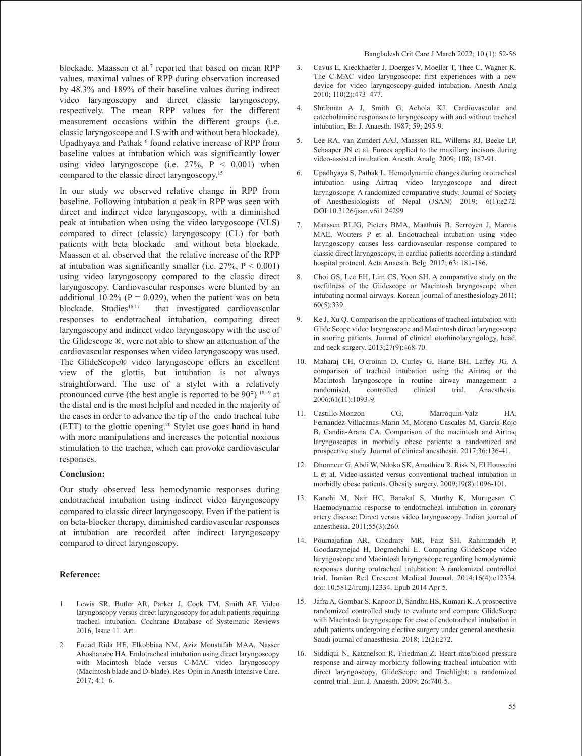blockade. Maassen et al.[7] reported that based on mean RPP values, maximal values of RPP during observation increased by 48.3% and 189% of their baseline values during indirect video laryngoscopy and direct classic laryngoscopy, respectively. The mean RPP values for the different measurement occasions within the different groups (i.e. classic laryngoscope and LS with and without beta blockade). Upadhyaya and Pathak [6] found relative increase of RPP from baseline values at intubation which was significantly lower using video laryngoscope (i.e. 27%, $P < 0.001$) when compared to the classic direct laryngoscopy.[15]

In our study we observed relative change in RPP from baseline. Following intubation a peak in RPP was seen with direct and indirect video laryngoscopy, with a diminished peak at intubation when using the video larygoscope (VLS) compared to direct (classic) laryngoscopy (CL) for both patients with beta blockade and without beta blockade. Maassen et al. observed that the relative increase of the RPP at intubation was significantly smaller (i.e. 27%, $P < 0.001$) using video laryngoscopy compared to the classic direct laryngoscopy. Cardiovascular responses were blunted by an additional 10.2% ($P = 0.029$), when the patient was on beta blockade. Studies[16,17] that investigated cardiovascular responses to endotracheal intubation, comparing direct laryngoscopy and indirect video laryngoscopy with the use of the Glidescope ®, were not able to show an attenuation of the cardiovascular responses when video laryngoscopy was used. The GlideScope® video laryngoscope offers an excellent view of the glottis, but intubation is not always straightforward. The use of a stylet with a relatively pronounced curve (the best angle is reported to be 90°) [18,19] at the distal end is the most helpful and needed in the majority of the cases in order to advance the tip of the endo tracheal tube (ETT) to the glottic opening.[20] Stylet use goes hand in hand with more manipulations and increases the potential noxious stimulation to the trachea, which can provoke cardiovascular responses.

## Conclusion:

Our study observed less hemodynamic responses during endotracheal intubation using indirect video laryngoscopy compared to classic direct laryngoscopy. Even if the patient is on beta-blocker therapy, diminished cardiovascular responses at intubation are recorded after indirect laryngoscopy compared to direct laryngoscopy.

## Reference:

1. Lewis SR, Butler AR, Parker J, Cook TM, Smith AF. Video laryngoscopy versus direct laryngoscopy for adult patients requiring tracheal intubation. Cochrane Database of Systematic Reviews 2016, Issue 11. Art.
2. Fouad Rida HE, Elkobbiaa NM, Aziz Moustafab MAA, Nasser Aboshanabc HA. Endotracheal intubation using direct laryngoscopy with Macintosh blade versus C-MAC video laryngoscopy (Macintosh blade and D-blade). Res Opin in Anesth Intensive Care. 2017; 4:1–6.
3. Cavus E, Kieckhaefer J, Doerges V, Moeller T, Thee C, Wagner K. The C-MAC video laryngoscope: first experiences with a new device for video laryngoscopy-guided intubation. Anesth Analg 2010; 110(2):473–477.
4. Shribman A J, Smith G, Achola KJ. Cardiovascular and catecholamine responses to laryngoscopy with and without tracheal intubation, Br. J. Anaesth. 1987; 59; 295-9.
5. Lee RA, van Zundert AAJ, Maassen RL, Willems RJ, Beeke LP, Schaaper JN et al. Forces applied to the maxillary incisors during video-assisted intubation. Anesth. Analg. 2009; 108; 187-91.
6. Upadhyaya S, Pathak L. Hemodynamic changes during orotracheal intubation using Airtraq video laryngoscope and direct laryngoscope: A randomized comparative study. Journal of Society of Anesthesiologists of Nepal (JSAN) 2019; 6(1):e272. DOI:10.3126/jsan.v6i1.24299
7. Maassen RLJG, Pieters BMA, Maathuis B, Serroyen J, Marcus MAE, Wouters P et al. Endotracheal intubation using video laryngoscopy causes less cardiovascular response compared to classic direct laryngoscopy, in cardiac patients according a standard hospital protocol. Acta Anaesth. Belg. 2012; 63: 181-186.
8. Choi GS, Lee EH, Lim CS, Yoon SH. A comparative study on the usefulness of the Glidescope or Macintosh laryngoscope when intubating normal airways. Korean journal of anesthesiology.2011; 60(5):339.
9. Ke J, Xu Q. Comparison the applications of tracheal intubation with Glide Scope video laryngoscope and Macintosh direct laryngoscope in snoring patients. Journal of clinical otorhinolaryngology, head, and neck surgery. 2013;27(9):468-70.
10. Maharaj CH, O'croinin D, Curley G, Harte BH, Laffey JG. A comparison of tracheal intubation using the Airtraq or the Macintosh laryngoscope in routine airway management: a randomised, controlled clinical trial. Anaesthesia. 2006;61(11):1093-9.
11. Castillo-Monzon CG, Marroquin-Valz HA, Fernandez-Villacanas-Marin M, Moreno-Cascales M, Garcia-Rojo B, Candia-Arana CA. Comparison of the macintosh and Airtraq laryngoscopes in morbidly obese patients: a randomized and prospective study. Journal of clinical anesthesia. 2017;36:136-41.
12. Dhonneur G, Abdi W, Ndoko SK, Amathieu R, Risk N, El Housseini L et al. Video-assisted versus conventional tracheal intubation in morbidly obese patients. Obesity surgery. 2009;19(8):1096-101.
13. Kanchi M, Nair HC, Banakal S, Murthy K, Murugesan C. Haemodynamic response to endotracheal intubation in coronary artery disease: Direct versus video laryngoscopy. Indian journal of anaesthesia. 2011;55(3):260.
14. Pournajafian AR, Ghodraty MR, Faiz SH, Rahimzadeh P, Goodarzynejad H, Dogmehchi E. Comparing GlideScope video laryngoscope and Macintosh laryngoscope regarding hemodynamic responses during orotracheal intubation: A randomized controlled trial. Iranian Red Crescent Medical Journal. 2014;16(4):e12334. doi: 10.5812/ircmj.12334. Epub 2014 Apr 5.
15. Jafra A, Gombar S, Kapoor D, Sandhu HS, Kumari K. A prospective randomized controlled study to evaluate and compare GlideScope with Macintosh laryngoscope for ease of endotracheal intubation in adult patients undergoing elective surgery under general anesthesia. Saudi journal of anaesthesia. 2018; 12(2):272.
16. Siddiqui N, Katznelson R, Friedman Z. Heart rate/blood pressure response and airway morbidity following tracheal intubation with direct laryngoscopy, GlideScope and Trachlight: a randomized control trial. Eur. J. Anaesth. 2009; 26:740-5.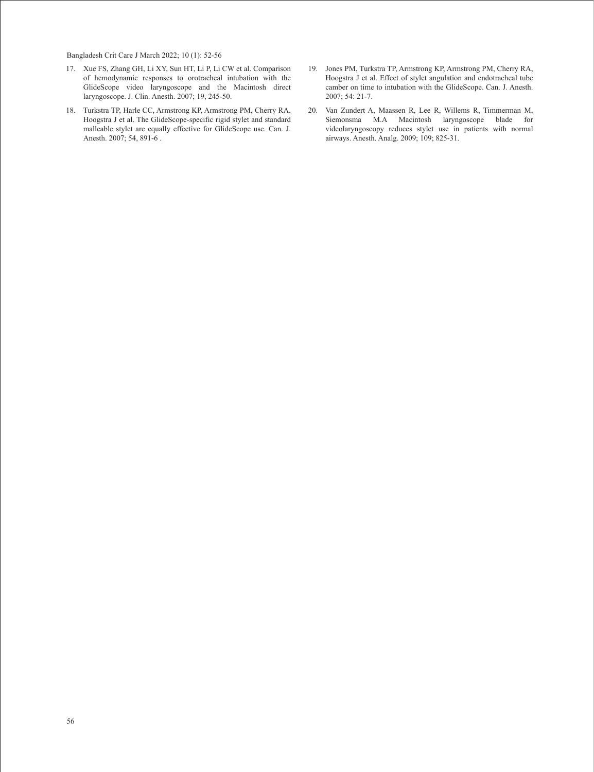17. Xue FS, Zhang GH, Li XY, Sun HT, Li P, Li CW et al. Comparison of hemodynamic responses to orotracheal intubation with the GlideScope video laryngoscope and the Macintosh direct laryngoscope. J. Clin. Anesth. 2007; 19, 245-50.
18. Turkstra TP, Harle CC, Armstrong KP, Armstrong PM, Cherry RA, Hoogstra J et al. The GlideScope-specific rigid stylet and standard malleable stylet are equally effective for GlideScope use. Can. J. Anesth. 2007; 54, 891-6 .
19. Jones PM, Turkstra TP, Armstrong KP, Armstrong PM, Cherry RA, Hoogstra J et al. Effect of stylet angulation and endotracheal tube camber on time to intubation with the GlideScope. Can. J. Anesth. 2007; 54: 21-7.
20. Van Zundert A, Maassen R, Lee R, Willems R, Timmerman M, Siemonsma M.A Macintosh laryngoscope blade for videolaryngoscopy reduces stylet use in patients with normal airways. Anesth. Analg. 2009; 109; 825-31.